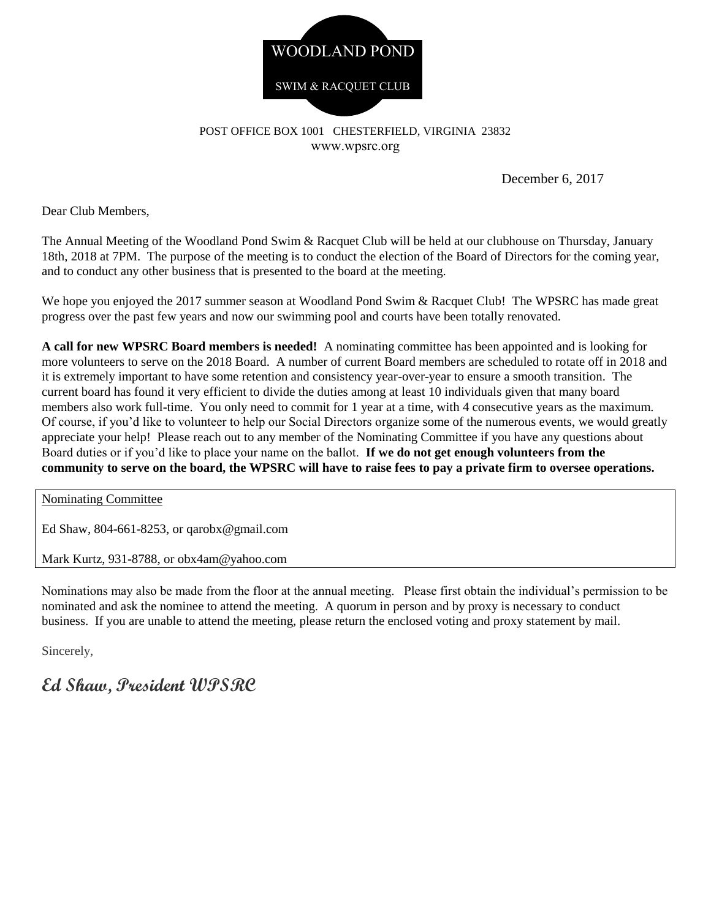# WOODLAND POND

SWIM & RACQUET CLUB

POST OFFICE BOX 1001   CHESTERFIELD, VIRGINIA  23832
www.wpsrc.org

December 6, 2017

Dear Club Members,

The Annual Meeting of the Woodland Pond Swim & Racquet Club will be held at our clubhouse on Thursday, January 18th, 2018 at 7PM. The purpose of the meeting is to conduct the election of the Board of Directors for the coming year, and to conduct any other business that is presented to the board at the meeting.

We hope you enjoyed the 2017 summer season at Woodland Pond Swim & Racquet Club! The WPSRC has made great progress over the past few years and now our swimming pool and courts have been totally renovated.

**A call for new WPSRC Board members is needed!** A nominating committee has been appointed and is looking for more volunteers to serve on the 2018 Board. A number of current Board members are scheduled to rotate off in 2018 and it is extremely important to have some retention and consistency year-over-year to ensure a smooth transition. The current board has found it very efficient to divide the duties among at least 10 individuals given that many board members also work full-time. You only need to commit for 1 year at a time, with 4 consecutive years as the maximum. Of course, if you'd like to volunteer to help our Social Directors organize some of the numerous events, we would greatly appreciate your help! Please reach out to any member of the Nominating Committee if you have any questions about Board duties or if you'd like to place your name on the ballot. **If we do not get enough volunteers from the community to serve on the board, the WPSRC will have to raise fees to pay a private firm to oversee operations.**

Nominating Committee

Ed Shaw, 804-661-8253, or qarobx@gmail.com

Mark Kurtz, 931-8788, or obx4am@yahoo.com

Nominations may also be made from the floor at the annual meeting. Please first obtain the individual's permission to be nominated and ask the nominee to attend the meeting. A quorum in person and by proxy is necessary to conduct business. If you are unable to attend the meeting, please return the enclosed voting and proxy statement by mail.

Sincerely,

**Ed Shaw, President WPSRC**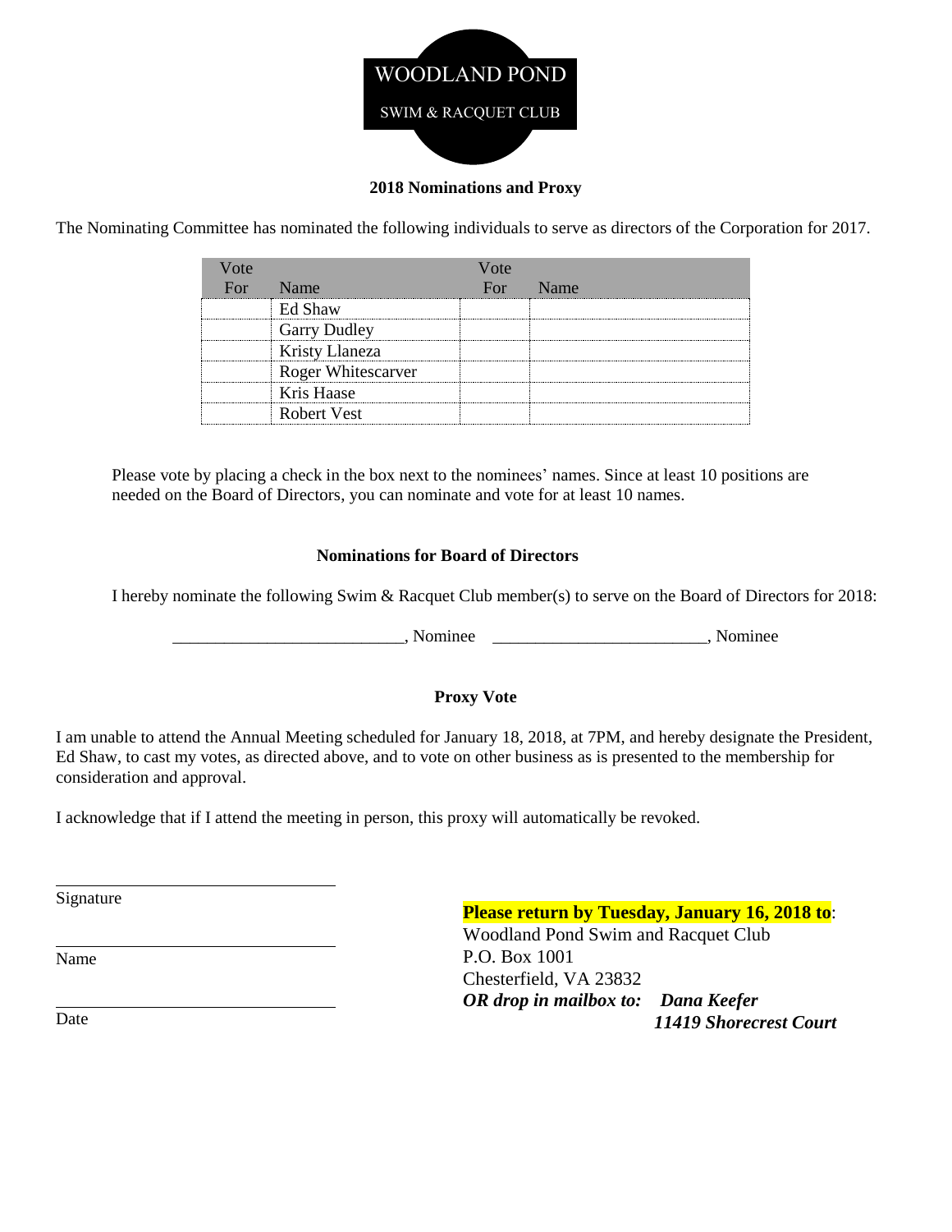WOODLAND POND

SWIM & RACQUET CLUB

**2018 Nominations and Proxy**

The Nominating Committee has nominated the following individuals to serve as directors of the Corporation for 2017.

| Vote For | Name | Vote For | Name |
|---|---|---|---|
| | Ed Shaw | | |
| | Garry Dudley | | |
| | Kristy Llaneza | | |
| | Roger Whitescarver | | |
| | Kris Haase | | |
| | Robert Vest | | |

Please vote by placing a check in the box next to the nominees' names. Since at least 10 positions are needed on the Board of Directors, you can nominate and vote for at least 10 names.

**Nominations for Board of Directors**

I hereby nominate the following Swim & Racquet Club member(s) to serve on the Board of Directors for 2018:

___________________________, Nominee _________________________, Nominee

**Proxy Vote**

I am unable to attend the Annual Meeting scheduled for January 18, 2018, at 7PM, and hereby designate the President, Ed Shaw, to cast my votes, as directed above, and to vote on other business as is presented to the membership for consideration and approval.

I acknowledge that if I attend the meeting in person, this proxy will automatically be revoked.

________________________________
Signature

________________________________
Name

________________________________
Date

**Please return by Tuesday, January 16, 2018 to**:
Woodland Pond Swim and Racquet Club
P.O. Box 1001
Chesterfield, VA 23832
***OR drop in mailbox to:*** ***Dana Keefer***
***11419 Shorecrest Court***